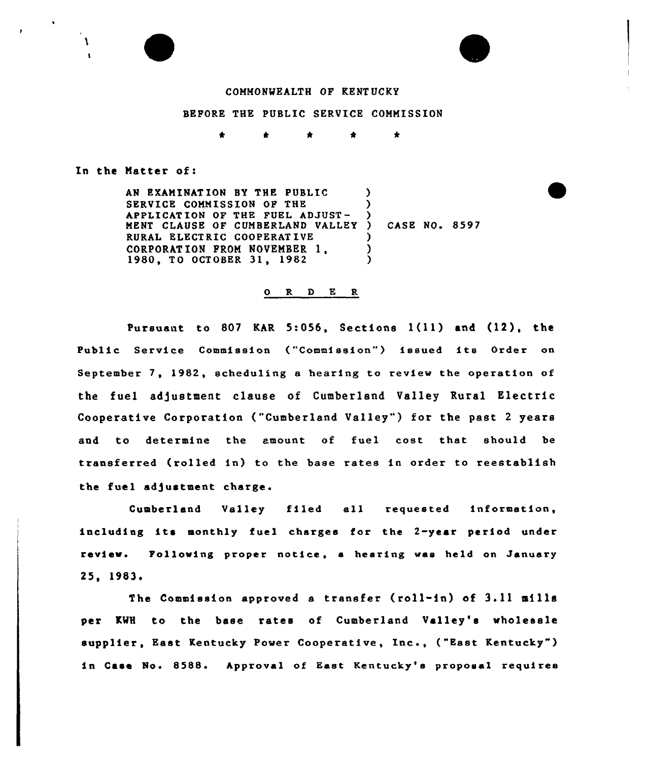COMMONWEALTH OF KENTUCKY

BEFORE THE PUBLIC SERVICE COMMISSION

\* \* \* \* \*

In the Matter of:

| | | |
|---|---|---|
| AN EXAMINATION BY THE PUBLIC SERVICE COMMISSION OF THE APPLICATION OF THE FUEL ADJUSTMENT CLAUSE OF CUMBERLAND VALLEY RURAL ELECTRIC COOPERATIVE CORPORATION FROM NOVEMBER 1, 1980, TO OCTOBER 31, 1982 | ) | CASE NO. 8597 |

O R D E R

Pursuant to 807 KAR 5:056, Sections 1(11) and (12), the Public Service Commission ("Commission") issued its Order on September 7, 1982, scheduling a hearing to review the operation of the fuel adjustment clause of Cumberland Valley Rural Electric Cooperative Corporation ("Cumberland Valley") for the past 2 years and to determine the amount of fuel cost that should be transferred (rolled in) to the base rates in order to reestablish the fuel adjustment charge.

Cumberland Valley filed all requested information, including its monthly fuel charges for the 2-year period under review. Following proper notice, a hearing was held on January 25, 1983.

The Commission approved a transfer (roll-in) of 3.11 mills per KWH to the base rates of Cumberland Valley's wholesale supplier, East Kentucky Power Cooperative, Inc., ("East Kentucky") in Case No. 8588. Approval of East Kentucky's proposal requires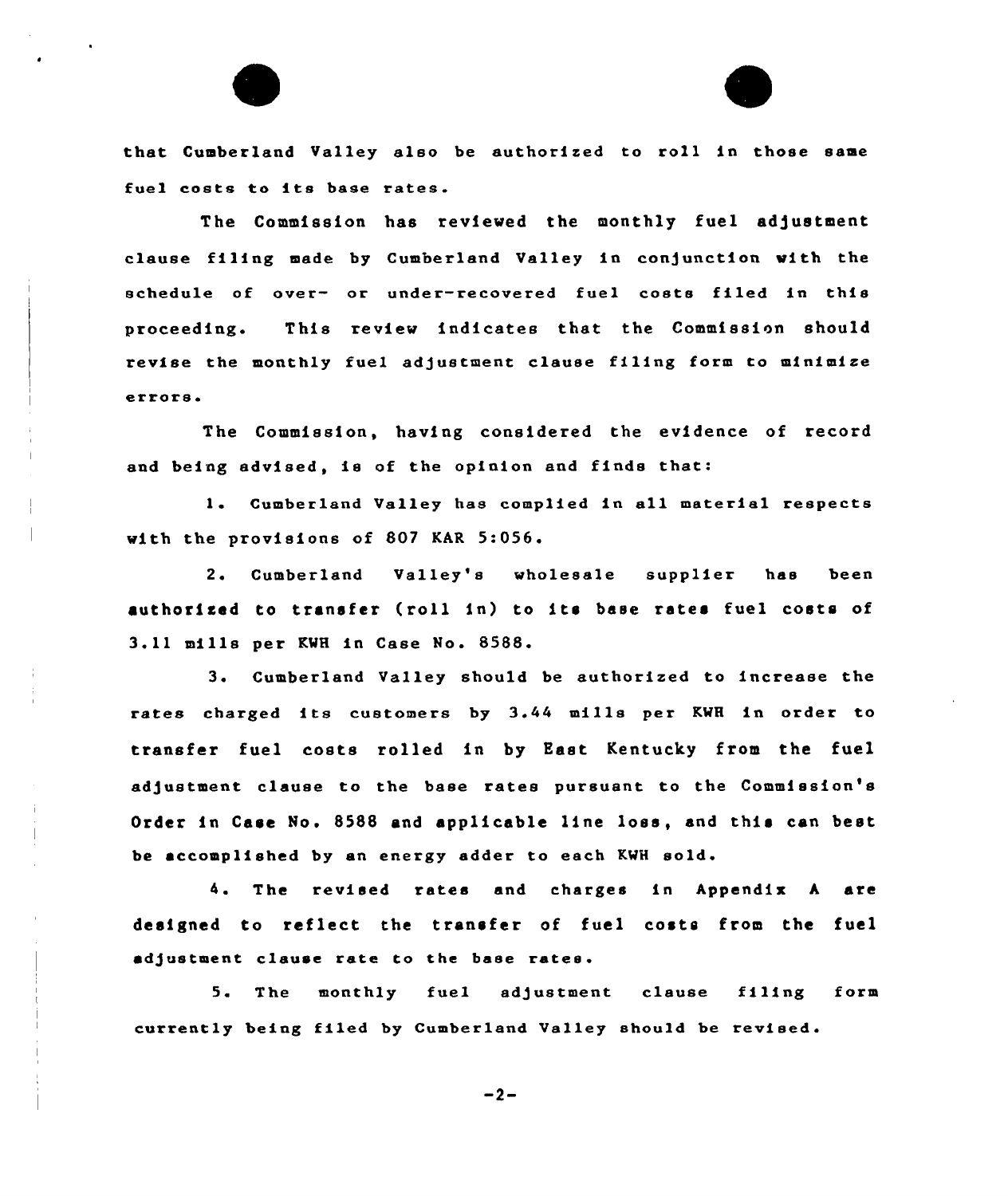that Cumberland Valley also be authorized to roll in those same fuel costs to its base rates.

The Commission has reviewed the monthly fuel adjustment clause filing made by Cumberland Valley in conjunction with the schedule of over- or under-recovered fuel costs filed in this proceeding. This review indicates that the Commission should revise the monthly fuel adjustment clause filing form to minimize errors.

The Commission, having considered the evidence of record and being advised, is of the opinion and finds that:

1. Cumberland Valley has complied in all material respects with the provisions of 807 KAR 5:056.

2. Cumberland Valley's wholesale supplier has been authorized to transfer (roll in) to its base rates fuel costs of 3.11 mills per KWH in Case No. 8588.

3. Cumberland Valley should be authorized to increase the rates charged its customers by 3.44 mills per KWH in order to transfer fuel costs rolled in by East Kentucky from the fuel adjustment clause to the base rates pursuant to the Commission's Order in Case No. 8588 and applicable line loss, and this can best be accomplished by an energy adder to each KWH sold.

4. The revised rates and charges in Appendix A are designed to reflect the transfer of fuel costs from the fuel adjustment clause rate to the base rates.

5. The monthly fuel adjustment clause filing form currently being filed by Cumberland Valley should be revised.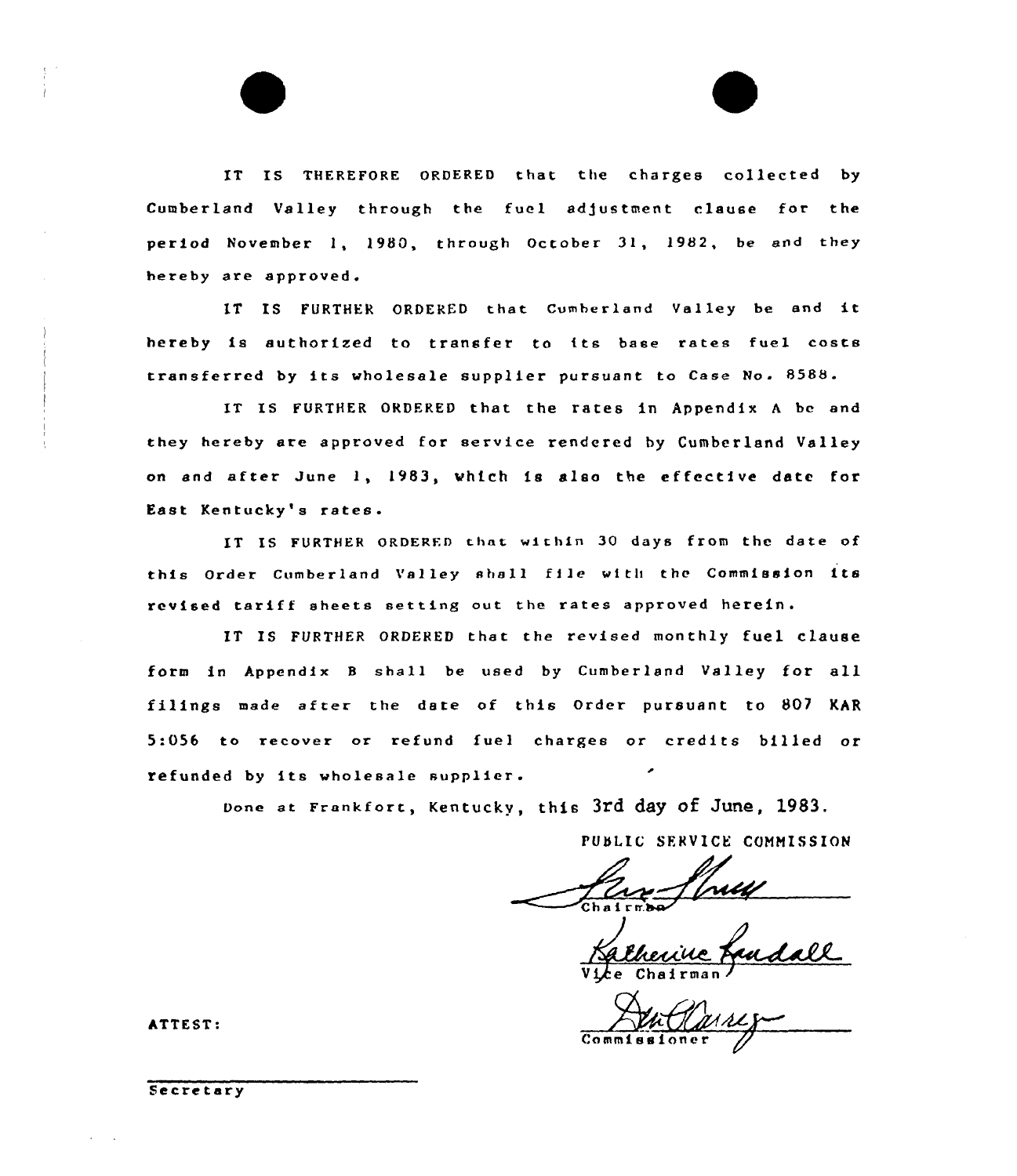IT IS THEREFORE ORDERED that the charges collected by Cumberland Valley through the fuel adjustment clause for the period November 1, 1980, through October 31, 1982, be and they hereby are approved.

IT IS FURTHER ORDERED that Cumberland Valley be and it hereby is authorized to transfer to its base rates fuel costs transferred by its wholesale supplier pursuant to Case No. 8588.

IT IS FURTHER ORDERED that the rates in Appendix A be and they hereby are approved for service rendered by Cumberland Valley on and after June 1, 1983, which is also the effective date for East Kentucky's rates.

IT IS FURTHER ORDERED that within 30 days from the date of this Order Cumberland Valley shall file with the Commission its revised tariff sheets setting out the rates approved herein.

IT IS FURTHER ORDERED that the revised monthly fuel clause form in Appendix B shall be used by Cumberland Valley for all filings made after the date of this Order pursuant to 807 KAR 5:056 to recover or refund fuel charges or credits billed or refunded by its wholesale supplier.

Done at Frankfort, Kentucky, this 3rd day of June, 1983.

PUBLIC SERVICE COMMISSION

Chairman

Vice Chairman

Commissioner

ATTEST:

Secretary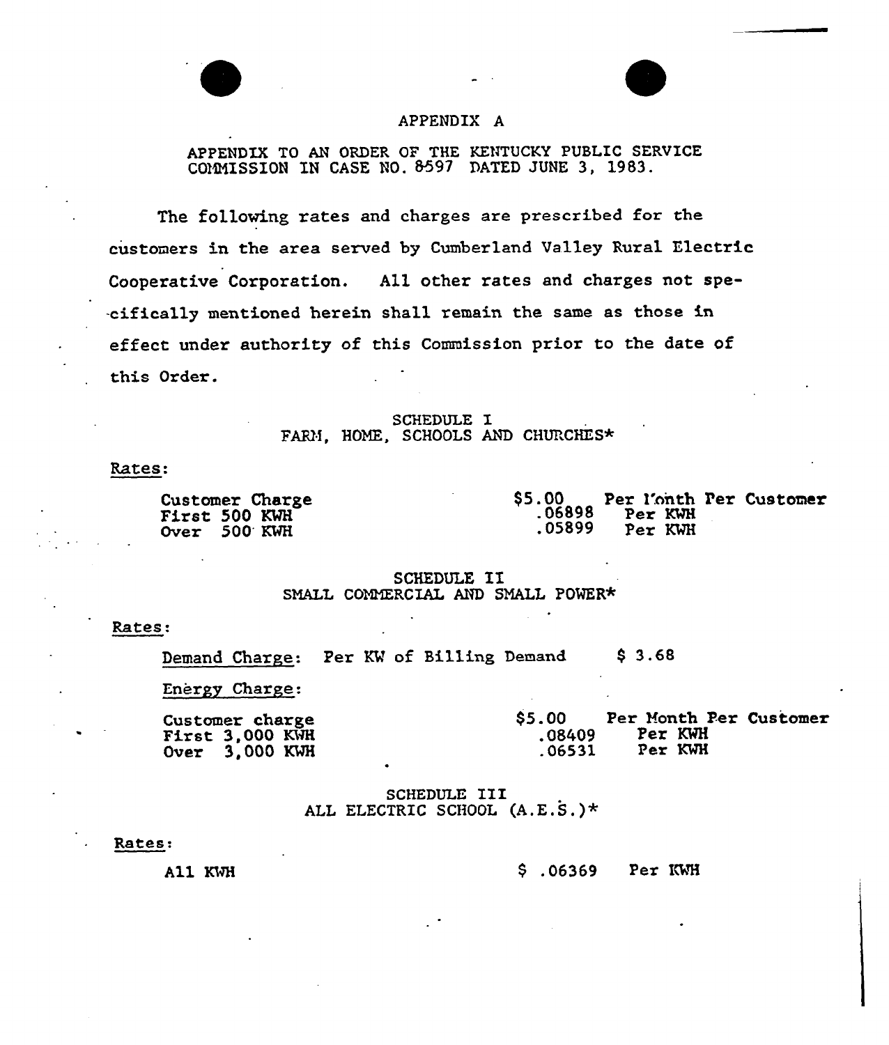# APPENDIX A

APPENDIX TO AN ORDER OF THE KENTUCKY PUBLIC SERVICE COMMISSION IN CASE NO. 8597 DATED JUNE 3, 1983.

The following rates and charges are prescribed for the customers in the area served by Cumberland Valley Rural Electric Cooperative Corporation. All other rates and charges not specifically mentioned herein shall remain the same as those in effect under authority of this Commission prior to the date of this Order.

## SCHEDULE I
## FARM, HOME, SCHOOLS AND CHURCHES*

Rates:

| | | |
|---|---|---|
| Customer Charge | $5.00 | Per Month Per Customer |
| First 500 KWH | .06898 | Per KWH |
| Over 500 KWH | .05899 | Per KWH |

## SCHEDULE II
## SMALL COMMERCIAL AND SMALL POWER*

Rates:

Demand Charge: Per KW of Billing Demand $ 3.68

Energy Charge:

| | | |
|---|---|---|
| Customer charge | $5.00 | Per Month Per Customer |
| First 3,000 KWH | .08409 | Per KWH |
| Over 3,000 KWH | .06531 | Per KWH |

## SCHEDULE III
## ALL ELECTRIC SCHOOL (A.E.S.)*

Rates:

| | | |
|---|---|---|
| All KWH | $ .06369 | Per KWH |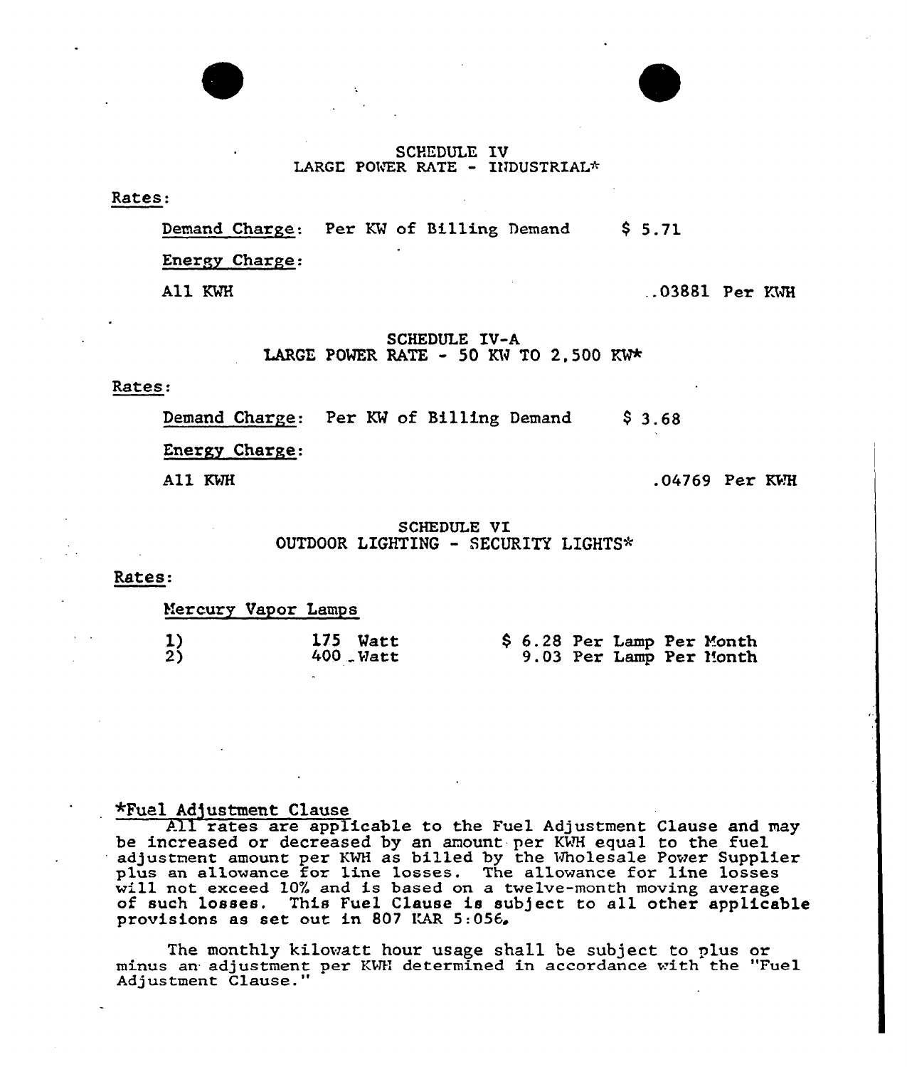## SCHEDULE IV
## LARGE POWER RATE - INDUSTRIAL*

Rates:

Demand Charge: Per KW of Billing Demand $ 5.71

Energy Charge:

All KWH .03881 Per KWH

## SCHEDULE IV-A
## LARGE POWER RATE - 50 KW TO 2,500 KW*

Rates:

Demand Charge: Per KW of Billing Demand $ 3.68

Energy Charge:

All KWH .04769 Per KWH

## SCHEDULE VI
## OUTDOOR LIGHTING - SECURITY LIGHTS*

Rates:

Mercury Vapor Lamps

| | | |
|---|---|---|
| 1) | 175 Watt | $ 6.28 Per Lamp Per Month |
| 2) | 400 Watt | 9.03 Per Lamp Per Month |

*Fuel Adjustment Clause

All rates are applicable to the Fuel Adjustment Clause and may be increased or decreased by an amount per KWH equal to the fuel adjustment amount per KWH as billed by the Wholesale Power Supplier plus an allowance for line losses. The allowance for line losses will not exceed 10% and is based on a twelve-month moving average of such losses. This Fuel Clause is subject to all other applicable provisions as set out in 807 KAR 5:056.

The monthly kilowatt hour usage shall be subject to plus or minus an adjustment per KWH determined in accordance with the "Fuel Adjustment Clause."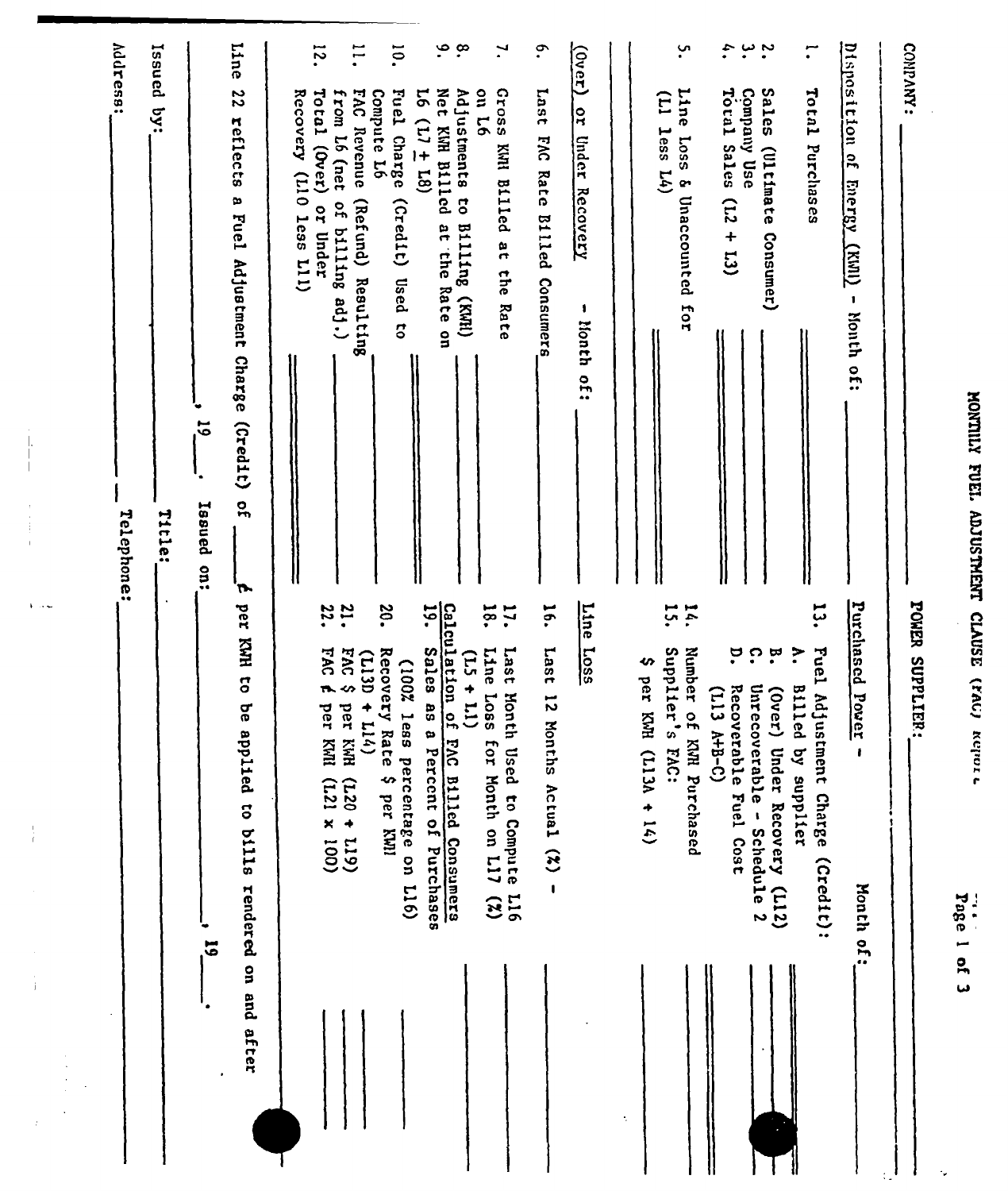# MONTHLY FUEL ADJUSTMENT CLAUSE (FAC) REPORT

COMPANY: ______________________ POWER SUPPLIER: ______________________

**Disposition of Energy (KWH) - Month of:** ______

1. Total Purchases ______
2. Sales (Ultimate Consumer) ______
3. Company Use ______
4. Total Sales (L2 + L3) ______
5. Line Loss & Unaccounted for (L1 less L4) ______

**(Over) or Under Recovery - Month of:** ______

6. Last FAC Rate Billed Consumers ______
7. Gross KWH Billed at the Rate on L6 ______
8. Adjustments to Billing (KWH) ______
9. Net KWH Billed at the Rate on L6 (L7 ± L8) ______
10. Fuel Charge (Credit) Used to Compute L6 ______
11. FAC Revenue (Refund) Resulting from L6 (net of billing adj.) ______
12. Total (Over) or Under Recovery (L10 less L11) ______

**Purchased Power - Month of:** ______

13. Fuel Adjustment Charge (Credit):
    - A. Billed by supplier ______
    - B. (Over) Under Recovery (L12) ______
    - C. Unrecoverable - Schedule 2 ______
    - D. Recoverable Fuel Cost (L13 A+B-C) ______
14. Number of KWH Purchased ______
15. Supplier's FAC: $ per KWH (L13A ÷ 14) ______

**Line Loss**

16. Last 12 Months Actual (%) - ______
17. Last Month Used to Compute L16 ______
18. Line Loss for Month on L17 (%) (L5 ÷ L1) ______

**Calculation of FAC Billed Consumers**

19. Sales as a Percent of Purchases (100% less percentage on L16) ______
20. Recovery Rate $ per KWH (L13D ÷ L14) ______
21. FAC $ per KWH (L20 ÷ L19) ______
22. FAC ¢ per KWH (L21 x 100) ______

Line 22 reflects a Fuel Adjustment Charge (Credit) of ______ ¢ per KWH to be applied to bills rendered on and after ______, 19___. Issued on: ______, 19___.

Issued by: ______________________ Title: ______________________

Address: ______________________ Telephone: ______________________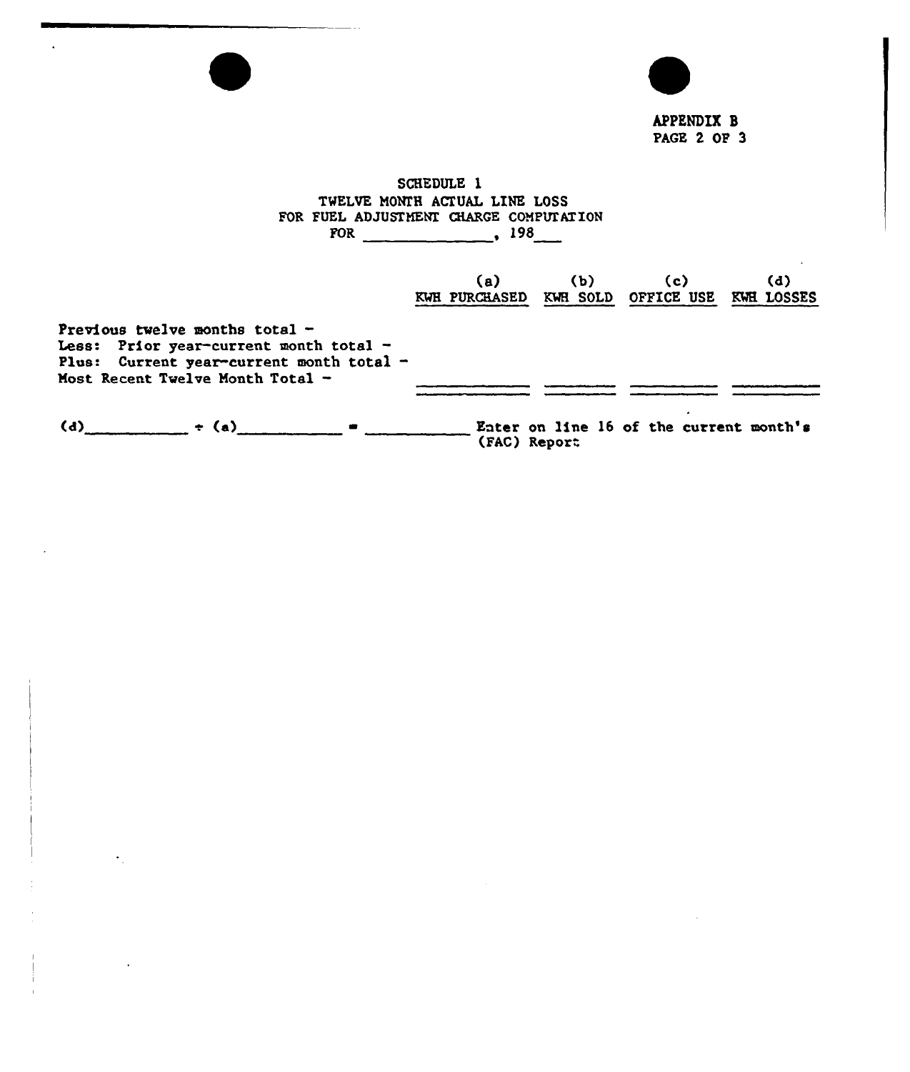APPENDIX B
PAGE 2 OF 3

## SCHEDULE 1
## TWELVE MONTH ACTUAL LINE LOSS
## FOR FUEL ADJUSTMENT CHARGE COMPUTATION
## FOR _______________, 198___

| | (a) KWH PURCHASED | (b) KWH SOLD | (c) OFFICE USE | (d) KWH LOSSES |
|---|---|---|---|---|
| Previous twelve months total - | | | | |
| Less: Prior year-current month total - | | | | |
| Plus: Current year-current month total - | | | | |
| Most Recent Twelve Month Total - | | | | |

(d)____________ ÷ (a)____________ = ____________ Enter on line 16 of the current month's (FAC) Report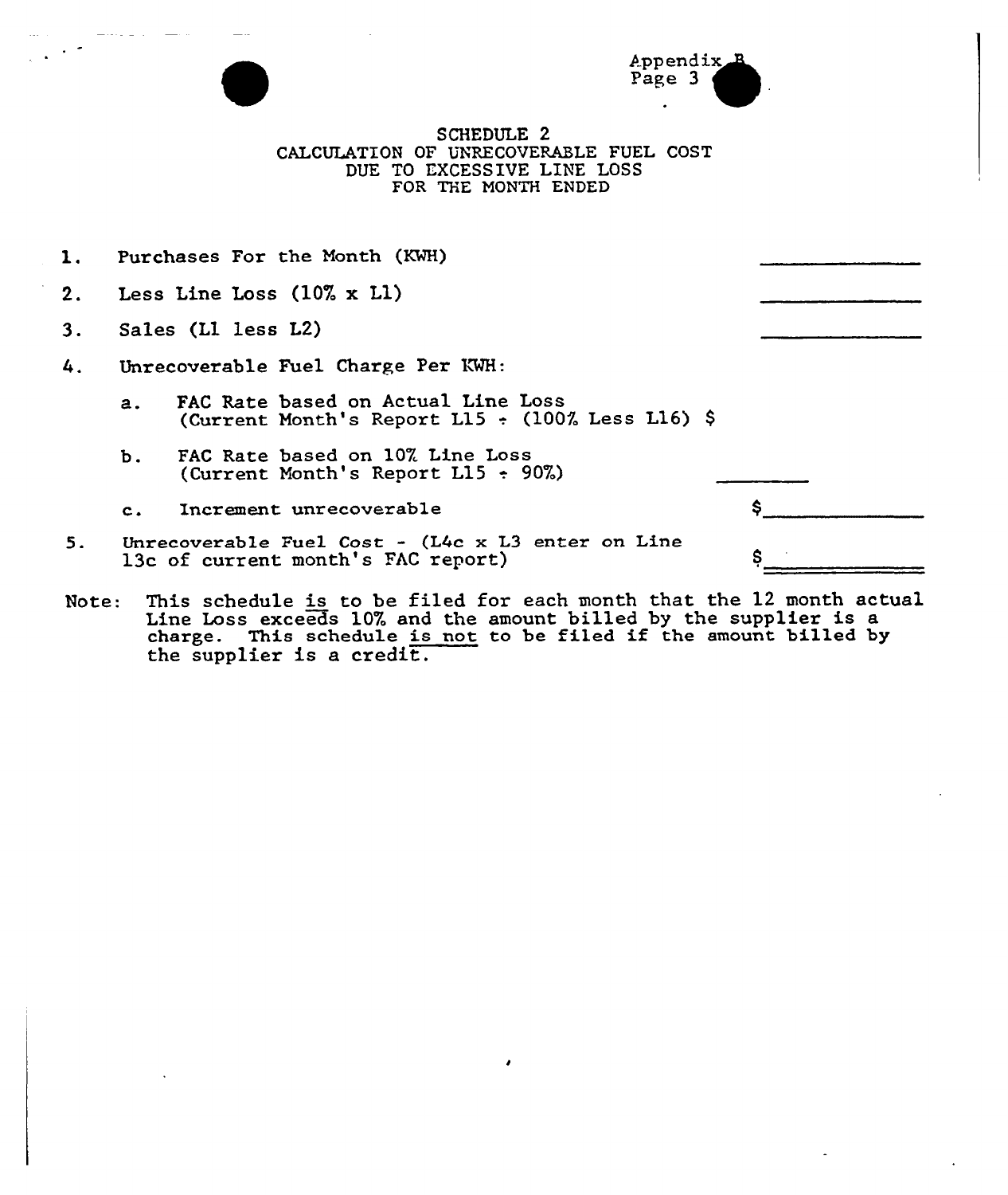Appendix B
Page 3

# SCHEDULE 2
## CALCULATION OF UNRECOVERABLE FUEL COST DUE TO EXCESSIVE LINE LOSS FOR THE MONTH ENDED

1. Purchases For the Month (KWH) \_\_\_\_\_\_\_\_\_\_\_\_\_\_\_
2. Less Line Loss (10% x L1) \_\_\_\_\_\_\_\_\_\_\_\_\_\_\_
3. Sales (L1 less L2) \_\_\_\_\_\_\_\_\_\_\_\_\_\_\_
4. Unrecoverable Fuel Charge Per KWH:
   a. FAC Rate based on Actual Line Loss (Current Month's Report L15 ÷ (100% Less L16) $
   b. FAC Rate based on 10% Line Loss (Current Month's Report L15 ÷ 90%) \_\_\_\_\_\_\_\_
   c. Increment unrecoverable $\_\_\_\_\_\_\_\_\_\_\_\_\_\_\_
5. Unrecoverable Fuel Cost - (L4c x L3 enter on Line 13c of current month's FAC report) $\_\_\_\_\_\_\_\_\_\_\_\_\_\_\_

Note: This schedule _is_ to be filed for each month that the 12 month actual Line Loss exceeds 10% and the amount billed by the supplier is a charge. This schedule _is not_ to be filed if the amount billed by the supplier is a credit.